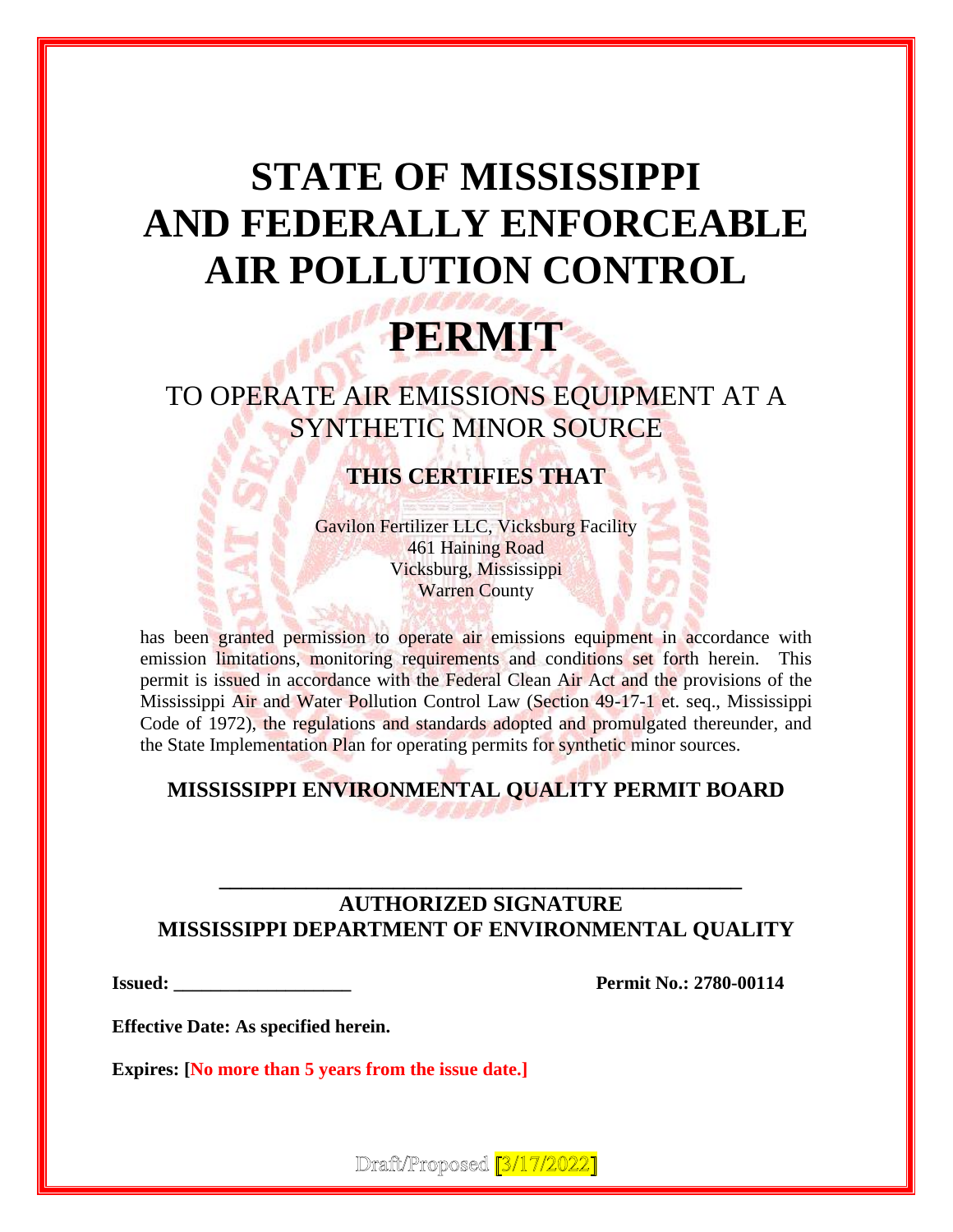# STATE OF MISSISSIPPI AND FEDERALLY ENFORCEABLE AIR POLLUTION CONTROL

# PERMIT

## TO OPERATE AIR EMISSIONS EQUIPMENT AT A SYNTHETIC MINOR SOURCE

### THIS CERTIFIES THAT

Gavilon Fertilizer LLC, Vicksburg Facility
461 Haining Road
Vicksburg, Mississippi
Warren County

has been granted permission to operate air emissions equipment in accordance with emission limitations, monitoring requirements and conditions set forth herein. This permit is issued in accordance with the Federal Clean Air Act and the provisions of the Mississippi Air and Water Pollution Control Law (Section 49-17-1 et. seq., Mississippi Code of 1972), the regulations and standards adopted and promulgated thereunder, and the State Implementation Plan for operating permits for synthetic minor sources.

**MISSISSIPPI ENVIRONMENTAL QUALITY PERMIT BOARD**

\_\_\_\_\_\_\_\_\_\_\_\_\_\_\_\_\_\_\_\_\_\_\_\_\_\_\_\_\_\_\_\_\_\_\_\_\_\_\_\_\_\_\_\_\_\_\_\_\_\_\_\_

**AUTHORIZED SIGNATURE**
**MISSISSIPPI DEPARTMENT OF ENVIRONMENTAL QUALITY**

**Issued: \_\_\_\_\_\_\_\_\_\_\_\_\_\_\_\_\_\_\_** **Permit No.: 2780-00114**

**Effective Date: As specified herein.**

**Expires: [No more than 5 years from the issue date.]**

Draft/Proposed [3/17/2022]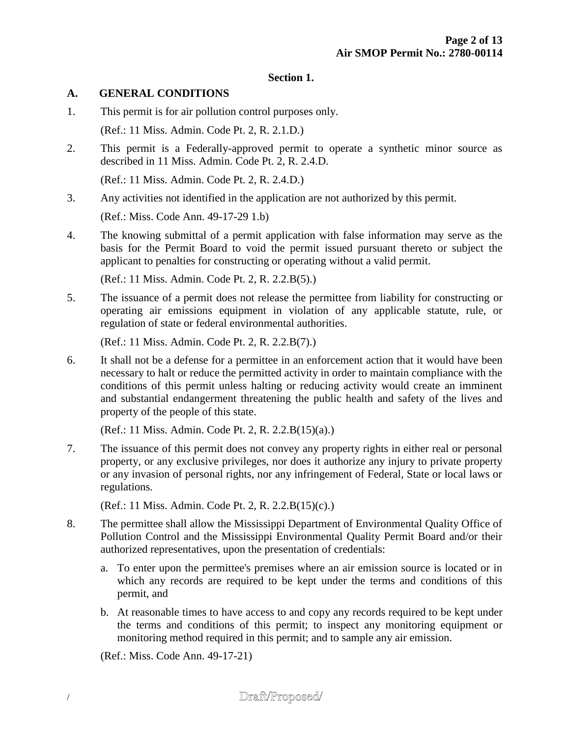**Section 1.**

## A. GENERAL CONDITIONS

1. This permit is for air pollution control purposes only.

   (Ref.: 11 Miss. Admin. Code Pt. 2, R. 2.1.D.)

2. This permit is a Federally-approved permit to operate a synthetic minor source as described in 11 Miss. Admin. Code Pt. 2, R. 2.4.D.

   (Ref.: 11 Miss. Admin. Code Pt. 2, R. 2.4.D.)

3. Any activities not identified in the application are not authorized by this permit.

   (Ref.: Miss. Code Ann. 49-17-29 1.b)

4. The knowing submittal of a permit application with false information may serve as the basis for the Permit Board to void the permit issued pursuant thereto or subject the applicant to penalties for constructing or operating without a valid permit.

   (Ref.: 11 Miss. Admin. Code Pt. 2, R. 2.2.B(5).)

5. The issuance of a permit does not release the permittee from liability for constructing or operating air emissions equipment in violation of any applicable statute, rule, or regulation of state or federal environmental authorities.

   (Ref.: 11 Miss. Admin. Code Pt. 2, R. 2.2.B(7).)

6. It shall not be a defense for a permittee in an enforcement action that it would have been necessary to halt or reduce the permitted activity in order to maintain compliance with the conditions of this permit unless halting or reducing activity would create an imminent and substantial endangerment threatening the public health and safety of the lives and property of the people of this state.

   (Ref.: 11 Miss. Admin. Code Pt. 2, R. 2.2.B(15)(a).)

7. The issuance of this permit does not convey any property rights in either real or personal property, or any exclusive privileges, nor does it authorize any injury to private property or any invasion of personal rights, nor any infringement of Federal, State or local laws or regulations.

   (Ref.: 11 Miss. Admin. Code Pt. 2, R. 2.2.B(15)(c).)

8. The permittee shall allow the Mississippi Department of Environmental Quality Office of Pollution Control and the Mississippi Environmental Quality Permit Board and/or their authorized representatives, upon the presentation of credentials:

   a. To enter upon the permittee's premises where an air emission source is located or in which any records are required to be kept under the terms and conditions of this permit, and

   b. At reasonable times to have access to and copy any records required to be kept under the terms and conditions of this permit; to inspect any monitoring equipment or monitoring method required in this permit; and to sample any air emission.

   (Ref.: Miss. Code Ann. 49-17-21)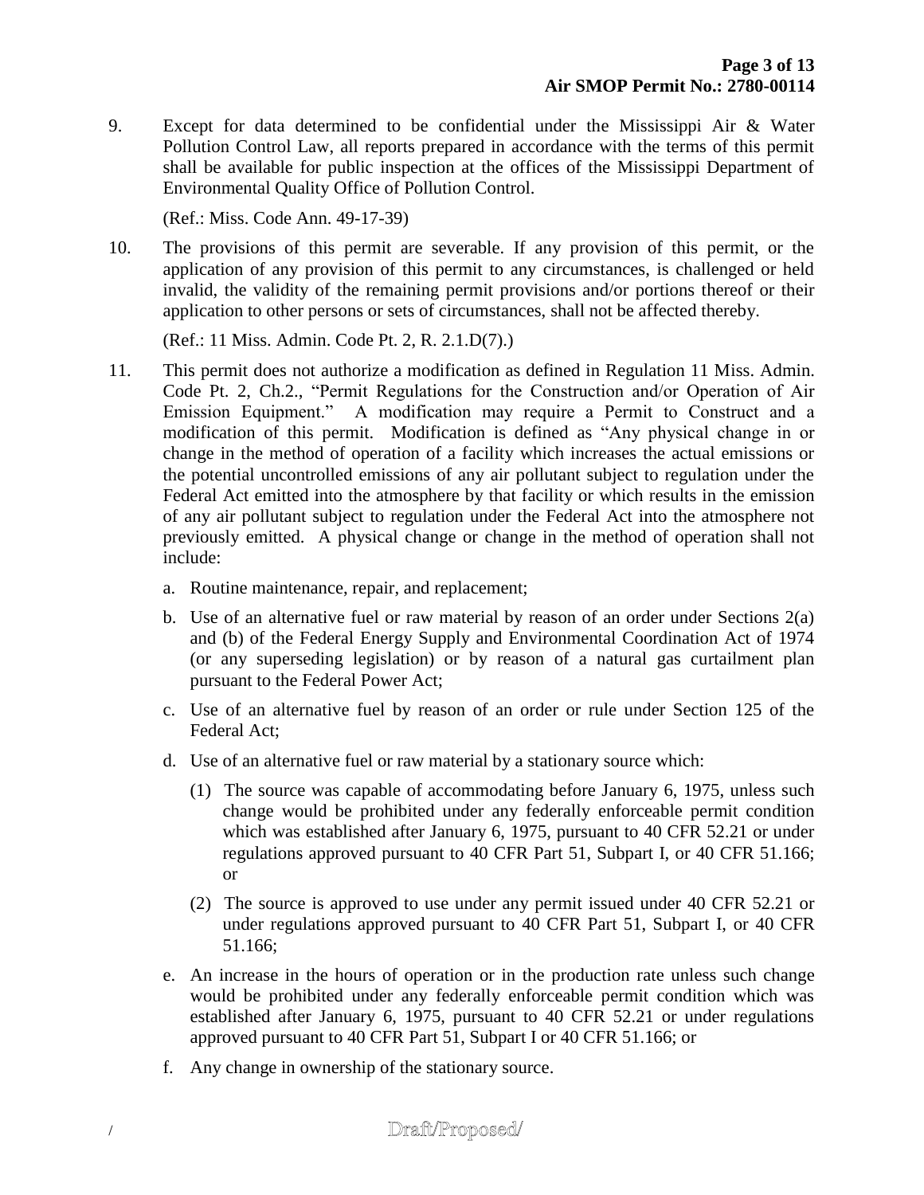9. Except for data determined to be confidential under the Mississippi Air & Water Pollution Control Law, all reports prepared in accordance with the terms of this permit shall be available for public inspection at the offices of the Mississippi Department of Environmental Quality Office of Pollution Control.

   (Ref.: Miss. Code Ann. 49-17-39)

10. The provisions of this permit are severable. If any provision of this permit, or the application of any provision of this permit to any circumstances, is challenged or held invalid, the validity of the remaining permit provisions and/or portions thereof or their application to other persons or sets of circumstances, shall not be affected thereby.

    (Ref.: 11 Miss. Admin. Code Pt. 2, R. 2.1.D(7).)

11. This permit does not authorize a modification as defined in Regulation 11 Miss. Admin. Code Pt. 2, Ch.2., "Permit Regulations for the Construction and/or Operation of Air Emission Equipment." A modification may require a Permit to Construct and a modification of this permit. Modification is defined as "Any physical change in or change in the method of operation of a facility which increases the actual emissions or the potential uncontrolled emissions of any air pollutant subject to regulation under the Federal Act emitted into the atmosphere by that facility or which results in the emission of any air pollutant subject to regulation under the Federal Act into the atmosphere not previously emitted. A physical change or change in the method of operation shall not include:

    a. Routine maintenance, repair, and replacement;

    b. Use of an alternative fuel or raw material by reason of an order under Sections 2(a) and (b) of the Federal Energy Supply and Environmental Coordination Act of 1974 (or any superseding legislation) or by reason of a natural gas curtailment plan pursuant to the Federal Power Act;

    c. Use of an alternative fuel by reason of an order or rule under Section 125 of the Federal Act;

    d. Use of an alternative fuel or raw material by a stationary source which:

       (1) The source was capable of accommodating before January 6, 1975, unless such change would be prohibited under any federally enforceable permit condition which was established after January 6, 1975, pursuant to 40 CFR 52.21 or under regulations approved pursuant to 40 CFR Part 51, Subpart I, or 40 CFR 51.166; or

       (2) The source is approved to use under any permit issued under 40 CFR 52.21 or under regulations approved pursuant to 40 CFR Part 51, Subpart I, or 40 CFR 51.166;

    e. An increase in the hours of operation or in the production rate unless such change would be prohibited under any federally enforceable permit condition which was established after January 6, 1975, pursuant to 40 CFR 52.21 or under regulations approved pursuant to 40 CFR Part 51, Subpart I or 40 CFR 51.166; or

    f. Any change in ownership of the stationary source.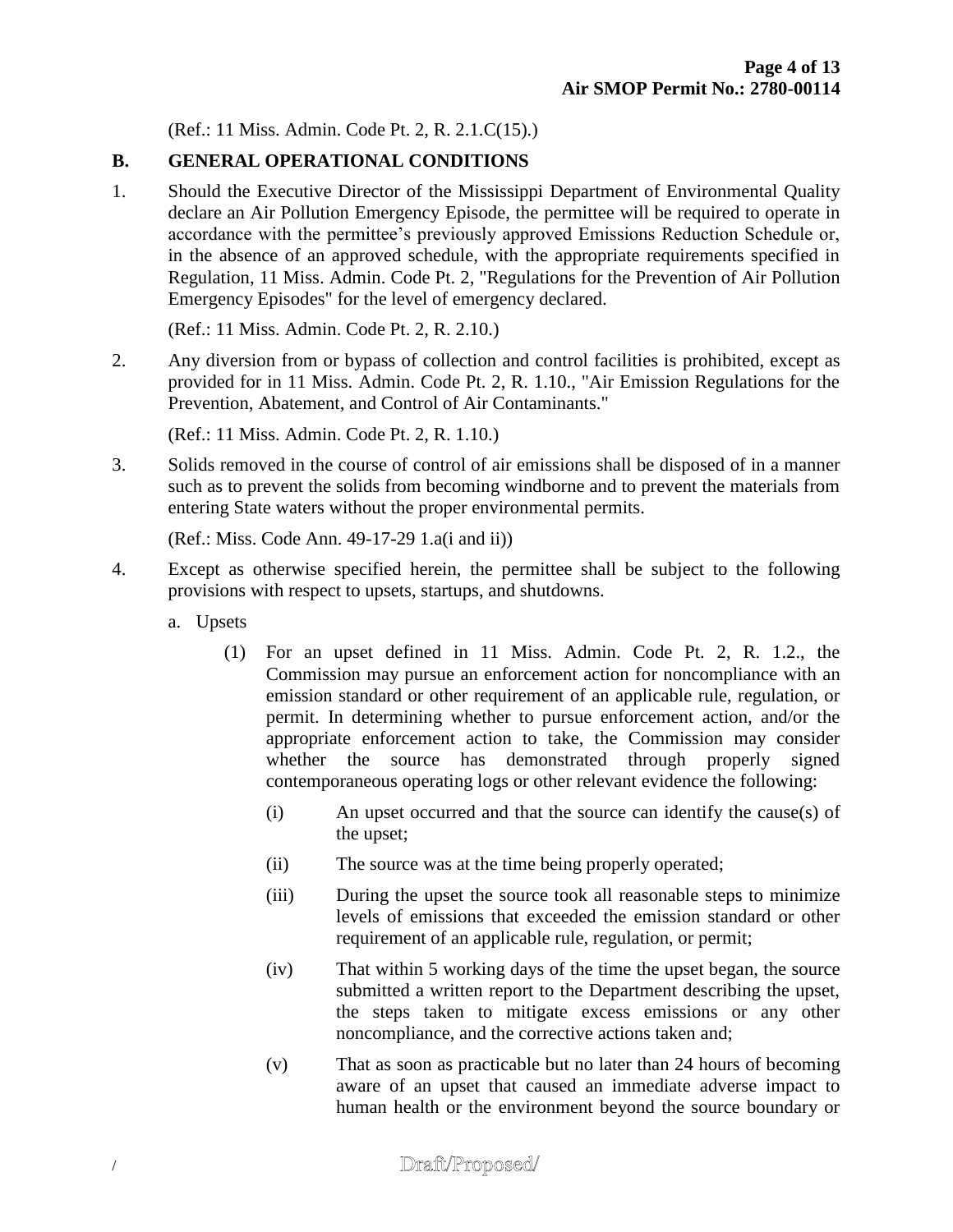(Ref.: 11 Miss. Admin. Code Pt. 2, R. 2.1.C(15).)

## B. GENERAL OPERATIONAL CONDITIONS

1. Should the Executive Director of the Mississippi Department of Environmental Quality declare an Air Pollution Emergency Episode, the permittee will be required to operate in accordance with the permittee's previously approved Emissions Reduction Schedule or, in the absence of an approved schedule, with the appropriate requirements specified in Regulation, 11 Miss. Admin. Code Pt. 2, "Regulations for the Prevention of Air Pollution Emergency Episodes" for the level of emergency declared.

   (Ref.: 11 Miss. Admin. Code Pt. 2, R. 2.10.)

2. Any diversion from or bypass of collection and control facilities is prohibited, except as provided for in 11 Miss. Admin. Code Pt. 2, R. 1.10., "Air Emission Regulations for the Prevention, Abatement, and Control of Air Contaminants."

   (Ref.: 11 Miss. Admin. Code Pt. 2, R. 1.10.)

3. Solids removed in the course of control of air emissions shall be disposed of in a manner such as to prevent the solids from becoming windborne and to prevent the materials from entering State waters without the proper environmental permits.

   (Ref.: Miss. Code Ann. 49-17-29 1.a(i and ii))

4. Except as otherwise specified herein, the permittee shall be subject to the following provisions with respect to upsets, startups, and shutdowns.

   a. Upsets

      (1) For an upset defined in 11 Miss. Admin. Code Pt. 2, R. 1.2., the Commission may pursue an enforcement action for noncompliance with an emission standard or other requirement of an applicable rule, regulation, or permit. In determining whether to pursue enforcement action, and/or the appropriate enforcement action to take, the Commission may consider whether the source has demonstrated through properly signed contemporaneous operating logs or other relevant evidence the following:

         (i) An upset occurred and that the source can identify the cause(s) of the upset;

         (ii) The source was at the time being properly operated;

         (iii) During the upset the source took all reasonable steps to minimize levels of emissions that exceeded the emission standard or other requirement of an applicable rule, regulation, or permit;

         (iv) That within 5 working days of the time the upset began, the source submitted a written report to the Department describing the upset, the steps taken to mitigate excess emissions or any other noncompliance, and the corrective actions taken and;

         (v) That as soon as practicable but no later than 24 hours of becoming aware of an upset that caused an immediate adverse impact to human health or the environment beyond the source boundary or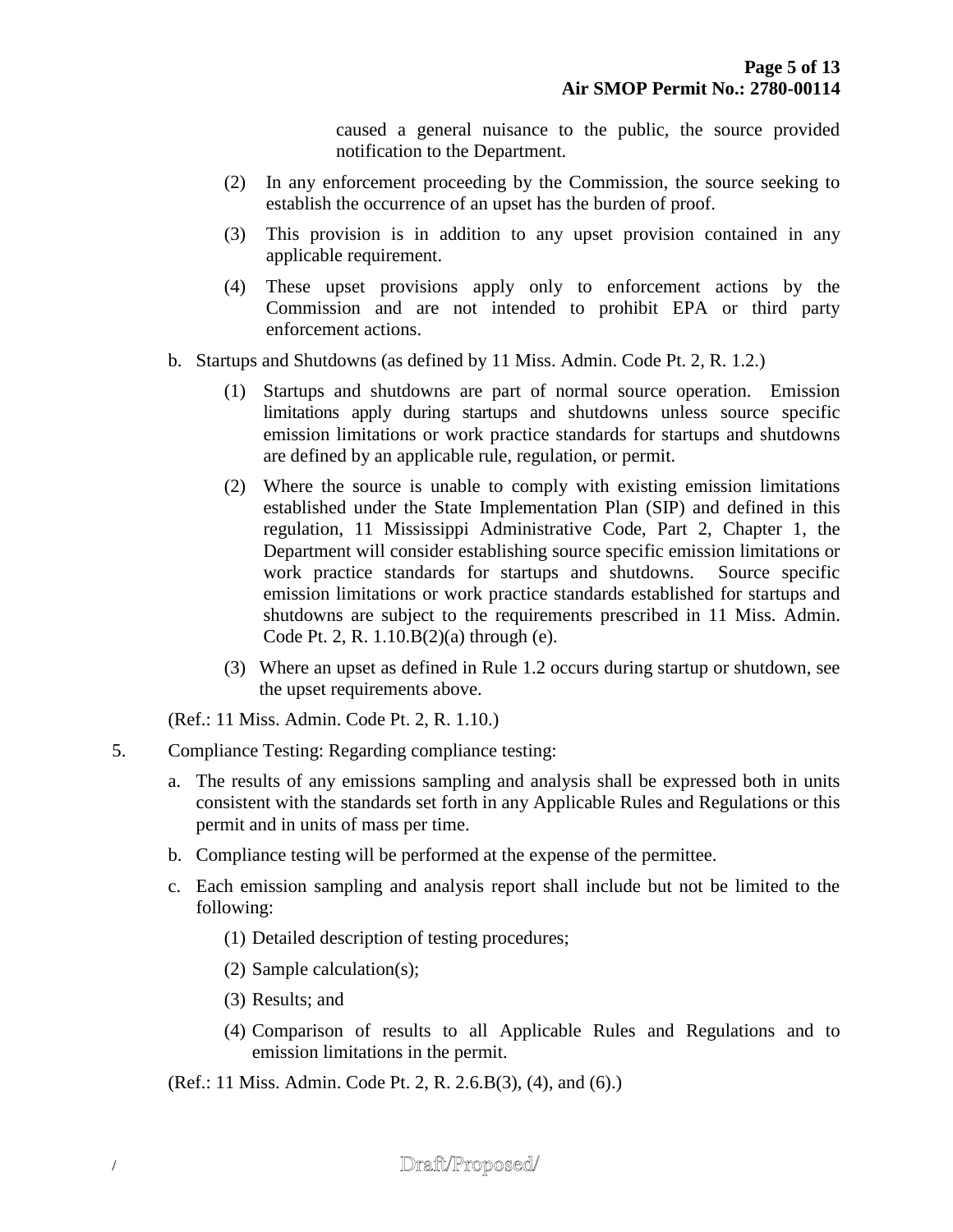caused a general nuisance to the public, the source provided notification to the Department.

(2) In any enforcement proceeding by the Commission, the source seeking to establish the occurrence of an upset has the burden of proof.

(3) This provision is in addition to any upset provision contained in any applicable requirement.

(4) These upset provisions apply only to enforcement actions by the Commission and are not intended to prohibit EPA or third party enforcement actions.

b. Startups and Shutdowns (as defined by 11 Miss. Admin. Code Pt. 2, R. 1.2.)

(1) Startups and shutdowns are part of normal source operation. Emission limitations apply during startups and shutdowns unless source specific emission limitations or work practice standards for startups and shutdowns are defined by an applicable rule, regulation, or permit.

(2) Where the source is unable to comply with existing emission limitations established under the State Implementation Plan (SIP) and defined in this regulation, 11 Mississippi Administrative Code, Part 2, Chapter 1, the Department will consider establishing source specific emission limitations or work practice standards for startups and shutdowns. Source specific emission limitations or work practice standards established for startups and shutdowns are subject to the requirements prescribed in 11 Miss. Admin. Code Pt. 2, R. 1.10.B(2)(a) through (e).

(3) Where an upset as defined in Rule 1.2 occurs during startup or shutdown, see the upset requirements above.

(Ref.: 11 Miss. Admin. Code Pt. 2, R. 1.10.)

5. Compliance Testing: Regarding compliance testing:

a. The results of any emissions sampling and analysis shall be expressed both in units consistent with the standards set forth in any Applicable Rules and Regulations or this permit and in units of mass per time.

b. Compliance testing will be performed at the expense of the permittee.

c. Each emission sampling and analysis report shall include but not be limited to the following:

(1) Detailed description of testing procedures;

(2) Sample calculation(s);

(3) Results; and

(4) Comparison of results to all Applicable Rules and Regulations and to emission limitations in the permit.

(Ref.: 11 Miss. Admin. Code Pt. 2, R. 2.6.B(3), (4), and (6).)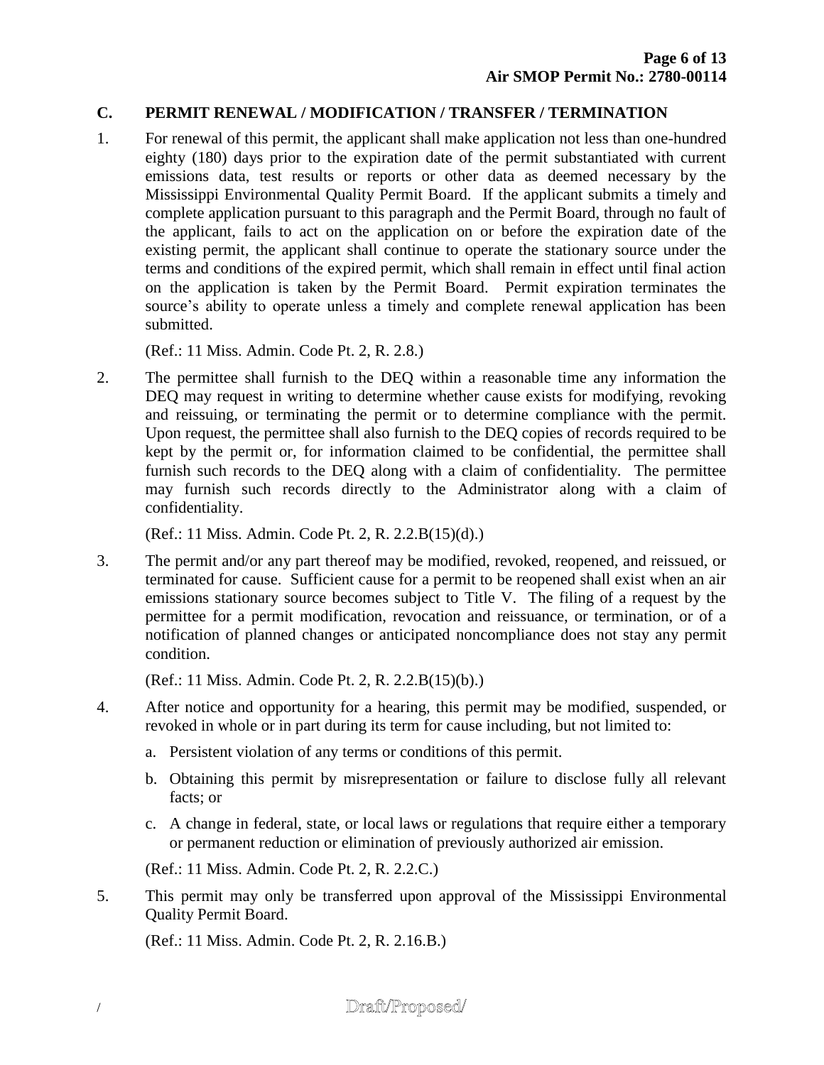## C. PERMIT RENEWAL / MODIFICATION / TRANSFER / TERMINATION

1. For renewal of this permit, the applicant shall make application not less than one-hundred eighty (180) days prior to the expiration date of the permit substantiated with current emissions data, test results or reports or other data as deemed necessary by the Mississippi Environmental Quality Permit Board. If the applicant submits a timely and complete application pursuant to this paragraph and the Permit Board, through no fault of the applicant, fails to act on the application on or before the expiration date of the existing permit, the applicant shall continue to operate the stationary source under the terms and conditions of the expired permit, which shall remain in effect until final action on the application is taken by the Permit Board. Permit expiration terminates the source's ability to operate unless a timely and complete renewal application has been submitted.

   (Ref.: 11 Miss. Admin. Code Pt. 2, R. 2.8.)

2. The permittee shall furnish to the DEQ within a reasonable time any information the DEQ may request in writing to determine whether cause exists for modifying, revoking and reissuing, or terminating the permit or to determine compliance with the permit. Upon request, the permittee shall also furnish to the DEQ copies of records required to be kept by the permit or, for information claimed to be confidential, the permittee shall furnish such records to the DEQ along with a claim of confidentiality. The permittee may furnish such records directly to the Administrator along with a claim of confidentiality.

   (Ref.: 11 Miss. Admin. Code Pt. 2, R. 2.2.B(15)(d).)

3. The permit and/or any part thereof may be modified, revoked, reopened, and reissued, or terminated for cause. Sufficient cause for a permit to be reopened shall exist when an air emissions stationary source becomes subject to Title V. The filing of a request by the permittee for a permit modification, revocation and reissuance, or termination, or of a notification of planned changes or anticipated noncompliance does not stay any permit condition.

   (Ref.: 11 Miss. Admin. Code Pt. 2, R. 2.2.B(15)(b).)

4. After notice and opportunity for a hearing, this permit may be modified, suspended, or revoked in whole or in part during its term for cause including, but not limited to:

   a. Persistent violation of any terms or conditions of this permit.

   b. Obtaining this permit by misrepresentation or failure to disclose fully all relevant facts; or

   c. A change in federal, state, or local laws or regulations that require either a temporary or permanent reduction or elimination of previously authorized air emission.

   (Ref.: 11 Miss. Admin. Code Pt. 2, R. 2.2.C.)

5. This permit may only be transferred upon approval of the Mississippi Environmental Quality Permit Board.

   (Ref.: 11 Miss. Admin. Code Pt. 2, R. 2.16.B.)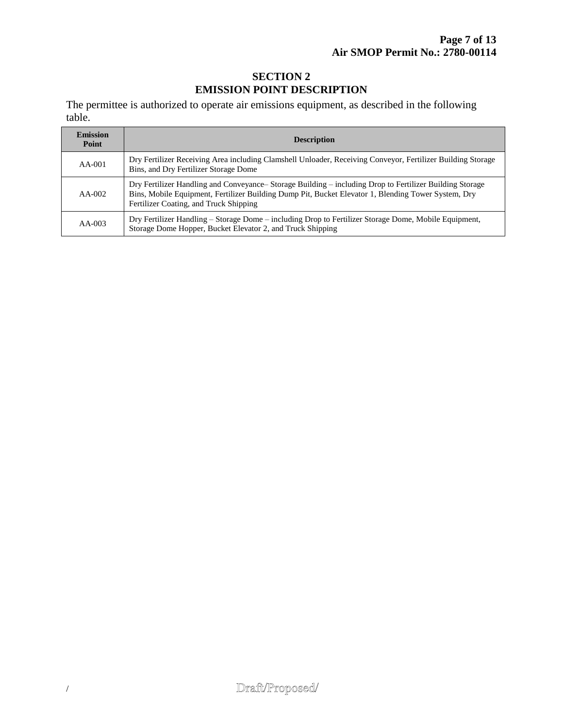# SECTION 2
# EMISSION POINT DESCRIPTION

The permittee is authorized to operate air emissions equipment, as described in the following table.

| Emission Point | Description |
|---|---|
| AA-001 | Dry Fertilizer Receiving Area including Clamshell Unloader, Receiving Conveyor, Fertilizer Building Storage Bins, and Dry Fertilizer Storage Dome |
| AA-002 | Dry Fertilizer Handling and Conveyance– Storage Building – including Drop to Fertilizer Building Storage Bins, Mobile Equipment, Fertilizer Building Dump Pit, Bucket Elevator 1, Blending Tower System, Dry Fertilizer Coating, and Truck Shipping |
| AA-003 | Dry Fertilizer Handling – Storage Dome – including Drop to Fertilizer Storage Dome, Mobile Equipment, Storage Dome Hopper, Bucket Elevator 2, and Truck Shipping |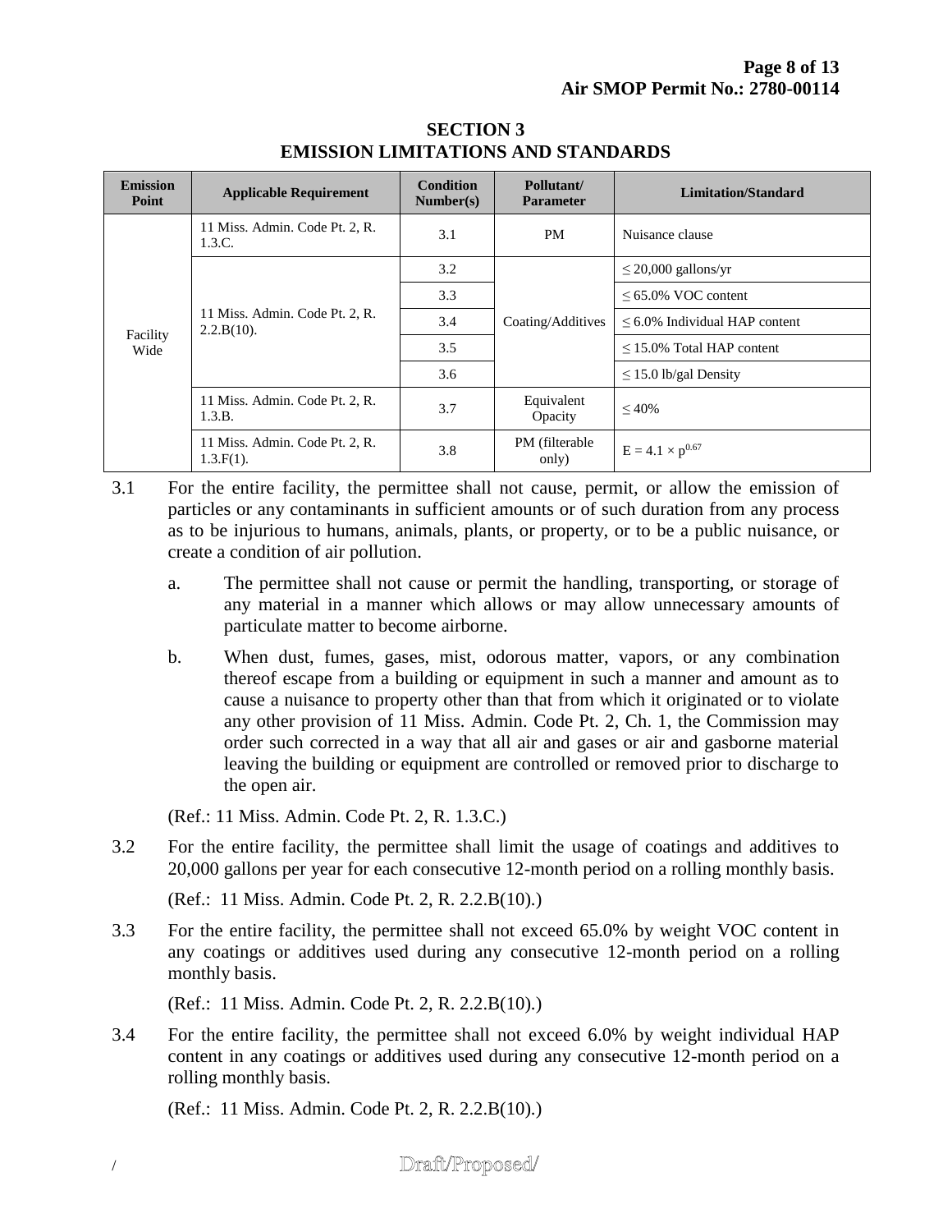## SECTION 3
## EMISSION LIMITATIONS AND STANDARDS

| Emission Point | Applicable Requirement | Condition Number(s) | Pollutant/ Parameter | Limitation/Standard |
|---|---|---|---|---|
| Facility Wide | 11 Miss. Admin. Code Pt. 2, R. 1.3.C. | 3.1 | PM | Nuisance clause |
| | 11 Miss. Admin. Code Pt. 2, R. 2.2.B(10). | 3.2 | Coating/Additives | ≤ 20,000 gallons/yr |
| | | 3.3 | | ≤ 65.0% VOC content |
| | | 3.4 | | ≤ 6.0% Individual HAP content |
| | | 3.5 | | ≤ 15.0% Total HAP content |
| | | 3.6 | | ≤ 15.0 lb/gal Density |
| | 11 Miss. Admin. Code Pt. 2, R. 1.3.B. | 3.7 | Equivalent Opacity | ≤ 40% |
| | 11 Miss. Admin. Code Pt. 2, R. 1.3.F(1). | 3.8 | PM (filterable only) | $E = 4.1 \times p^{0.67}$ |

3.1 For the entire facility, the permittee shall not cause, permit, or allow the emission of particles or any contaminants in sufficient amounts or of such duration from any process as to be injurious to humans, animals, plants, or property, or to be a public nuisance, or create a condition of air pollution.

a. The permittee shall not cause or permit the handling, transporting, or storage of any material in a manner which allows or may allow unnecessary amounts of particulate matter to become airborne.

b. When dust, fumes, gases, mist, odorous matter, vapors, or any combination thereof escape from a building or equipment in such a manner and amount as to cause a nuisance to property other than that from which it originated or to violate any other provision of 11 Miss. Admin. Code Pt. 2, Ch. 1, the Commission may order such corrected in a way that all air and gases or air and gasborne material leaving the building or equipment are controlled or removed prior to discharge to the open air.

(Ref.: 11 Miss. Admin. Code Pt. 2, R. 1.3.C.)

3.2 For the entire facility, the permittee shall limit the usage of coatings and additives to 20,000 gallons per year for each consecutive 12-month period on a rolling monthly basis.

(Ref.: 11 Miss. Admin. Code Pt. 2, R. 2.2.B(10).)

3.3 For the entire facility, the permittee shall not exceed 65.0% by weight VOC content in any coatings or additives used during any consecutive 12-month period on a rolling monthly basis.

(Ref.: 11 Miss. Admin. Code Pt. 2, R. 2.2.B(10).)

3.4 For the entire facility, the permittee shall not exceed 6.0% by weight individual HAP content in any coatings or additives used during any consecutive 12-month period on a rolling monthly basis.

(Ref.: 11 Miss. Admin. Code Pt. 2, R. 2.2.B(10).)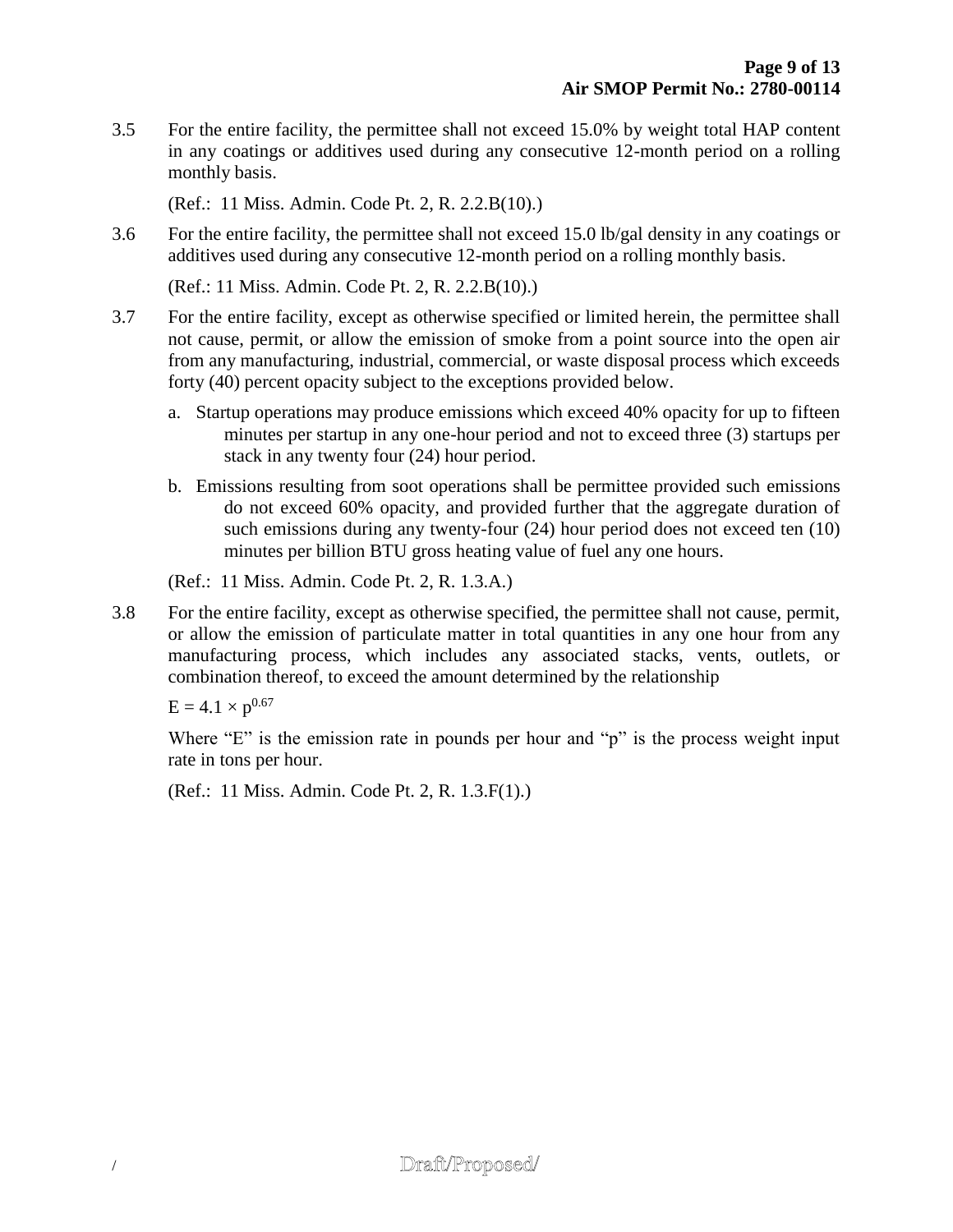3.5 For the entire facility, the permittee shall not exceed 15.0% by weight total HAP content in any coatings or additives used during any consecutive 12-month period on a rolling monthly basis.

(Ref.: 11 Miss. Admin. Code Pt. 2, R. 2.2.B(10).)

3.6 For the entire facility, the permittee shall not exceed 15.0 lb/gal density in any coatings or additives used during any consecutive 12-month period on a rolling monthly basis.

(Ref.: 11 Miss. Admin. Code Pt. 2, R. 2.2.B(10).)

3.7 For the entire facility, except as otherwise specified or limited herein, the permittee shall not cause, permit, or allow the emission of smoke from a point source into the open air from any manufacturing, industrial, commercial, or waste disposal process which exceeds forty (40) percent opacity subject to the exceptions provided below.

a. Startup operations may produce emissions which exceed 40% opacity for up to fifteen minutes per startup in any one-hour period and not to exceed three (3) startups per stack in any twenty four (24) hour period.

b. Emissions resulting from soot operations shall be permittee provided such emissions do not exceed 60% opacity, and provided further that the aggregate duration of such emissions during any twenty-four (24) hour period does not exceed ten (10) minutes per billion BTU gross heating value of fuel any one hours.

(Ref.: 11 Miss. Admin. Code Pt. 2, R. 1.3.A.)

3.8 For the entire facility, except as otherwise specified, the permittee shall not cause, permit, or allow the emission of particulate matter in total quantities in any one hour from any manufacturing process, which includes any associated stacks, vents, outlets, or combination thereof, to exceed the amount determined by the relationship

$$E = 4.1 \times p^{0.67}$$

Where "E" is the emission rate in pounds per hour and "p" is the process weight input rate in tons per hour.

(Ref.: 11 Miss. Admin. Code Pt. 2, R. 1.3.F(1).)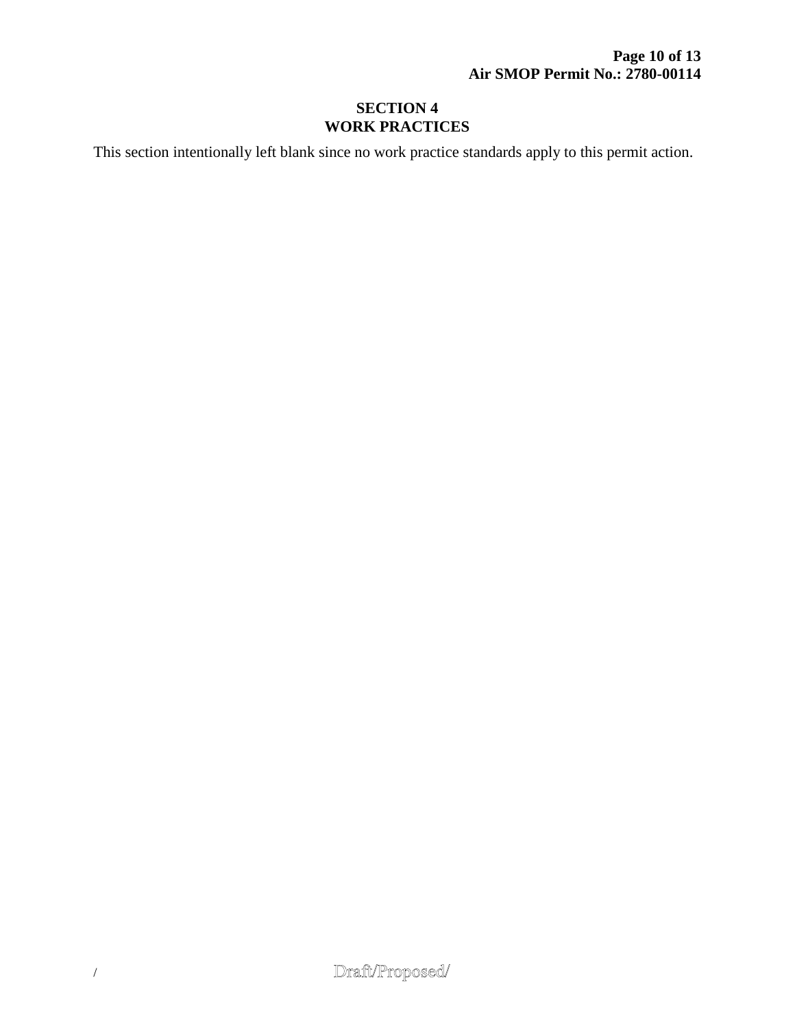# SECTION 4
# WORK PRACTICES

This section intentionally left blank since no work practice standards apply to this permit action.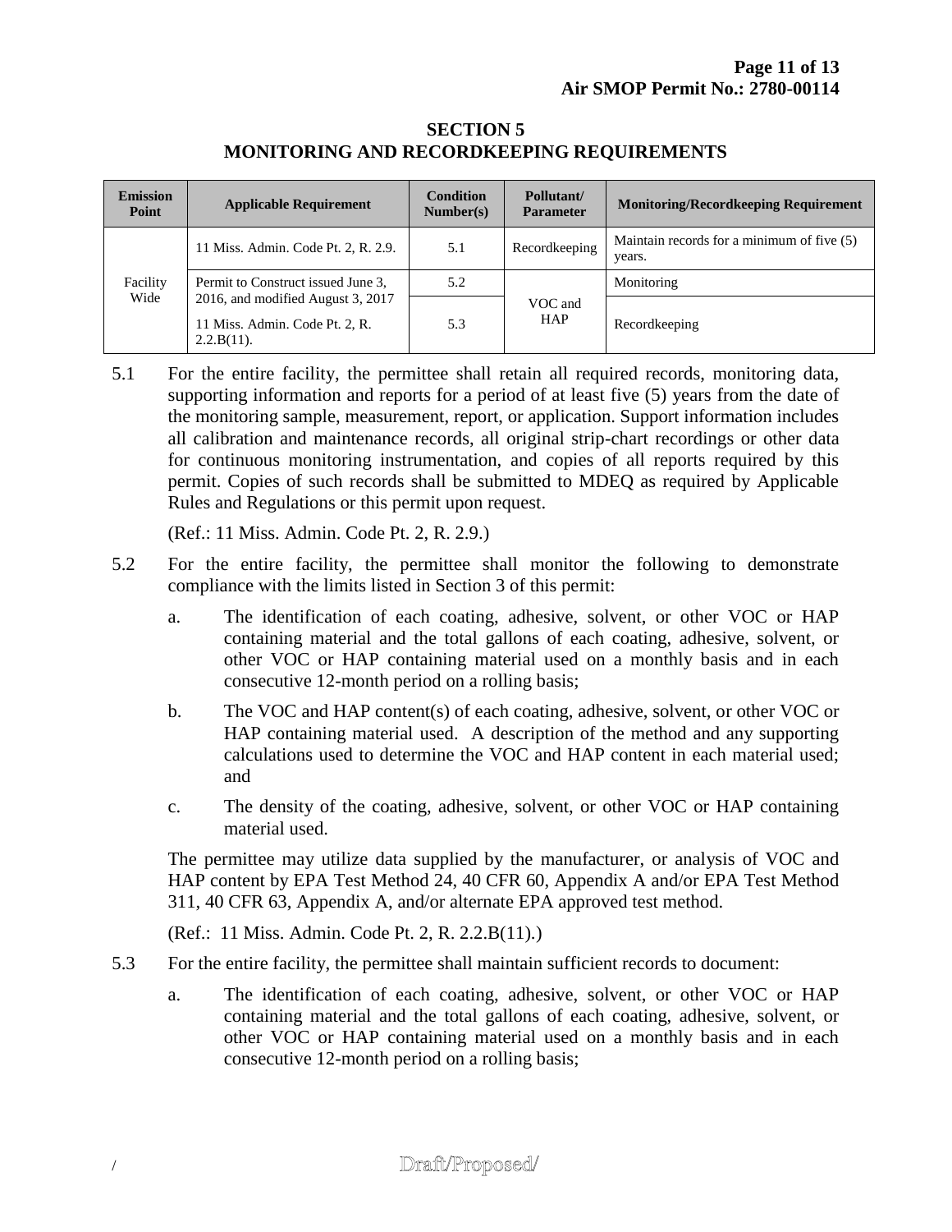## SECTION 5
## MONITORING AND RECORDKEEPING REQUIREMENTS

| Emission Point | Applicable Requirement | Condition Number(s) | Pollutant/ Parameter | Monitoring/Recordkeeping Requirement |
|---|---|---|---|---|
| Facility Wide | 11 Miss. Admin. Code Pt. 2, R. 2.9. | 5.1 | Recordkeeping | Maintain records for a minimum of five (5) years. |
| | Permit to Construct issued June 3, 2016, and modified August 3, 2017 | 5.2 | VOC and HAP | Monitoring |
| | 11 Miss. Admin. Code Pt. 2, R. 2.2.B(11). | 5.3 | | Recordkeeping |

5.1 For the entire facility, the permittee shall retain all required records, monitoring data, supporting information and reports for a period of at least five (5) years from the date of the monitoring sample, measurement, report, or application. Support information includes all calibration and maintenance records, all original strip-chart recordings or other data for continuous monitoring instrumentation, and copies of all reports required by this permit. Copies of such records shall be submitted to MDEQ as required by Applicable Rules and Regulations or this permit upon request.

(Ref.: 11 Miss. Admin. Code Pt. 2, R. 2.9.)

5.2 For the entire facility, the permittee shall monitor the following to demonstrate compliance with the limits listed in Section 3 of this permit:

a. The identification of each coating, adhesive, solvent, or other VOC or HAP containing material and the total gallons of each coating, adhesive, solvent, or other VOC or HAP containing material used on a monthly basis and in each consecutive 12-month period on a rolling basis;

b. The VOC and HAP content(s) of each coating, adhesive, solvent, or other VOC or HAP containing material used. A description of the method and any supporting calculations used to determine the VOC and HAP content in each material used; and

c. The density of the coating, adhesive, solvent, or other VOC or HAP containing material used.

The permittee may utilize data supplied by the manufacturer, or analysis of VOC and HAP content by EPA Test Method 24, 40 CFR 60, Appendix A and/or EPA Test Method 311, 40 CFR 63, Appendix A, and/or alternate EPA approved test method.

(Ref.: 11 Miss. Admin. Code Pt. 2, R. 2.2.B(11).)

5.3 For the entire facility, the permittee shall maintain sufficient records to document:

a. The identification of each coating, adhesive, solvent, or other VOC or HAP containing material and the total gallons of each coating, adhesive, solvent, or other VOC or HAP containing material used on a monthly basis and in each consecutive 12-month period on a rolling basis;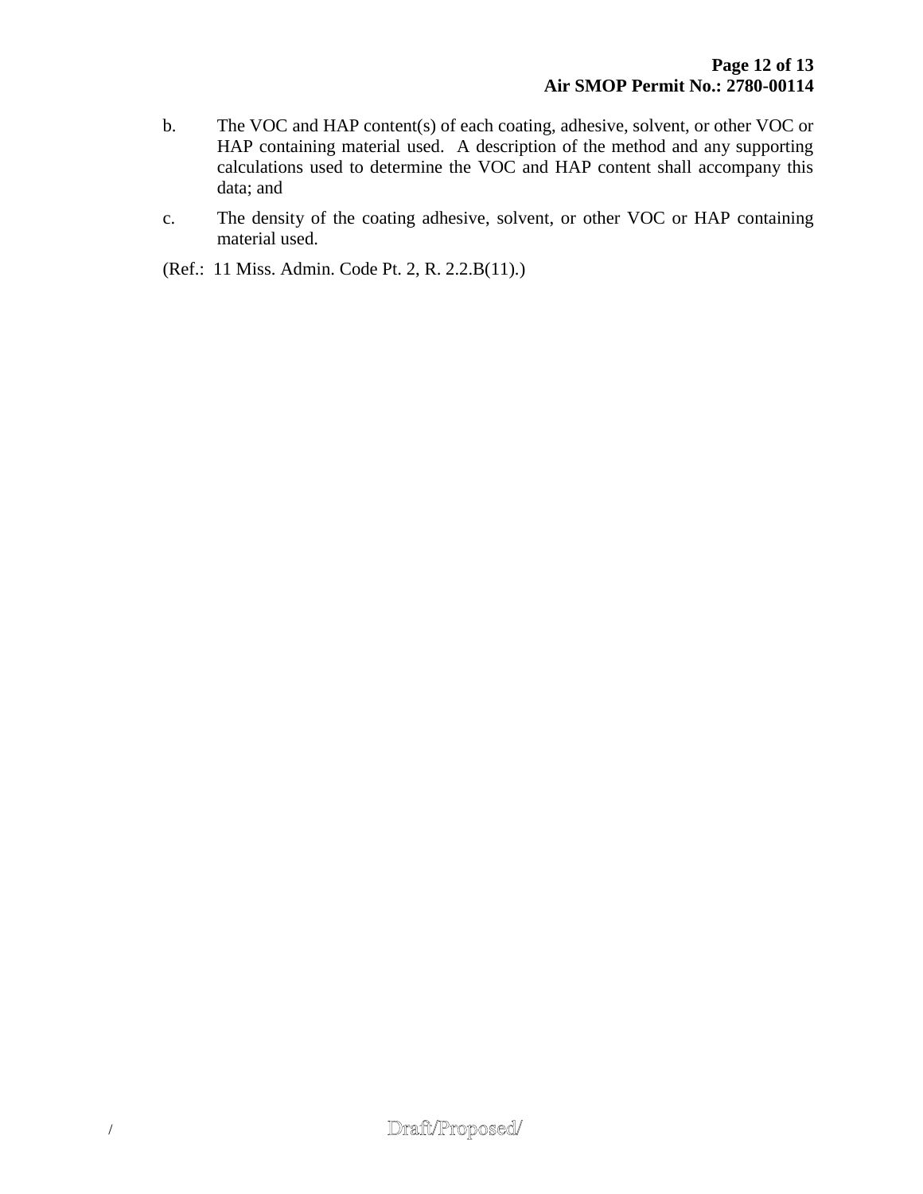b. The VOC and HAP content(s) of each coating, adhesive, solvent, or other VOC or HAP containing material used. A description of the method and any supporting calculations used to determine the VOC and HAP content shall accompany this data; and

c. The density of the coating adhesive, solvent, or other VOC or HAP containing material used.

(Ref.: 11 Miss. Admin. Code Pt. 2, R. 2.2.B(11).)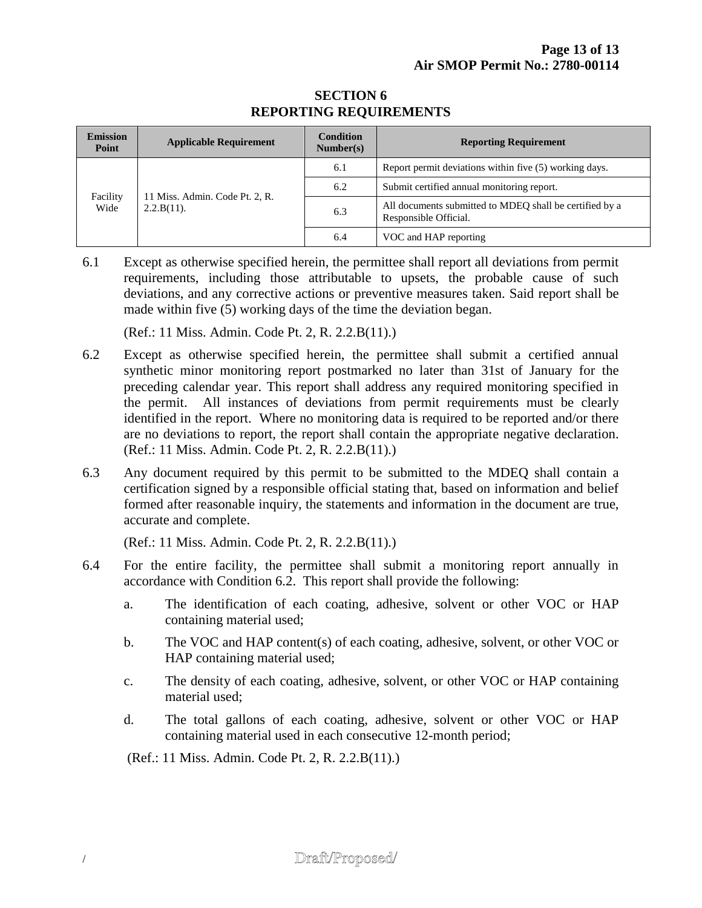## SECTION 6
## REPORTING REQUIREMENTS

| Emission Point | Applicable Requirement | Condition Number(s) | Reporting Requirement |
|---|---|---|---|
| Facility Wide | 11 Miss. Admin. Code Pt. 2, R. 2.2.B(11). | 6.1 | Report permit deviations within five (5) working days. |
| | | 6.2 | Submit certified annual monitoring report. |
| | | 6.3 | All documents submitted to MDEQ shall be certified by a Responsible Official. |
| | | 6.4 | VOC and HAP reporting |

6.1 Except as otherwise specified herein, the permittee shall report all deviations from permit requirements, including those attributable to upsets, the probable cause of such deviations, and any corrective actions or preventive measures taken. Said report shall be made within five (5) working days of the time the deviation began.

(Ref.: 11 Miss. Admin. Code Pt. 2, R. 2.2.B(11).)

6.2 Except as otherwise specified herein, the permittee shall submit a certified annual synthetic minor monitoring report postmarked no later than 31st of January for the preceding calendar year. This report shall address any required monitoring specified in the permit. All instances of deviations from permit requirements must be clearly identified in the report. Where no monitoring data is required to be reported and/or there are no deviations to report, the report shall contain the appropriate negative declaration. (Ref.: 11 Miss. Admin. Code Pt. 2, R. 2.2.B(11).)

6.3 Any document required by this permit to be submitted to the MDEQ shall contain a certification signed by a responsible official stating that, based on information and belief formed after reasonable inquiry, the statements and information in the document are true, accurate and complete.

(Ref.: 11 Miss. Admin. Code Pt. 2, R. 2.2.B(11).)

6.4 For the entire facility, the permittee shall submit a monitoring report annually in accordance with Condition 6.2. This report shall provide the following:

a. The identification of each coating, adhesive, solvent or other VOC or HAP containing material used;

b. The VOC and HAP content(s) of each coating, adhesive, solvent, or other VOC or HAP containing material used;

c. The density of each coating, adhesive, solvent, or other VOC or HAP containing material used;

d. The total gallons of each coating, adhesive, solvent or other VOC or HAP containing material used in each consecutive 12-month period;

(Ref.: 11 Miss. Admin. Code Pt. 2, R. 2.2.B(11).)